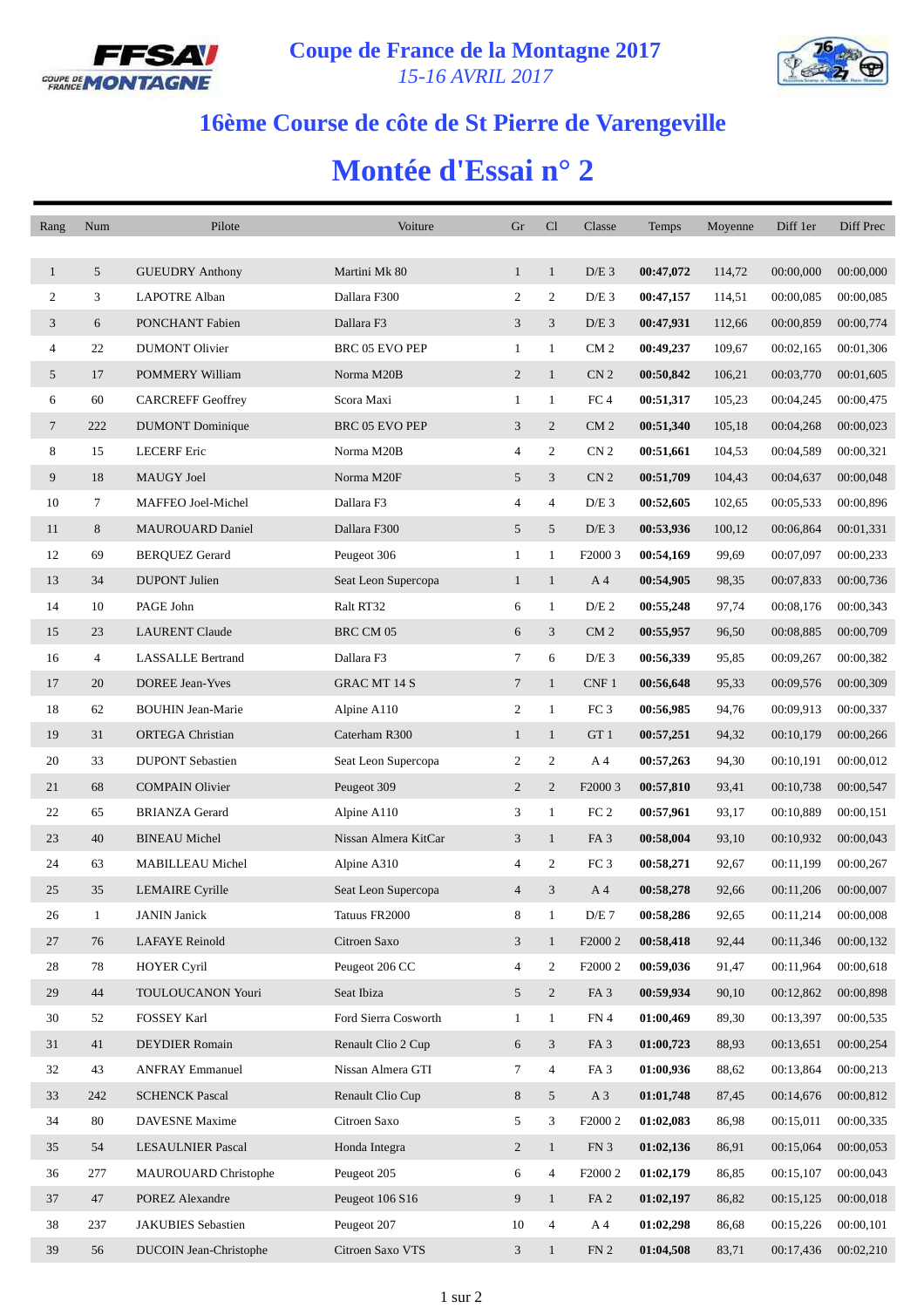# Coupe de France de la Montagne 2017

*15-16 AVRIL 2017*

## 16ème Course de côte de St Pierre de Varengeville

# Montée d'Essai n° 2

| Rang | Num | Pilote | Voiture | Gr | Cl | Classe | Temps | Moyenne | Diff 1er | Diff Prec |
|---|---|---|---|---|---|---|---|---|---|---|
| 1 | 5 | GUEUDRY Anthony | Martini Mk 80 | 1 | 1 | D/E 3 | **00:47,072** | 114,72 | 00:00,000 | 00:00,000 |
| 2 | 3 | LAPOTRE Alban | Dallara F300 | 2 | 2 | D/E 3 | **00:47,157** | 114,51 | 00:00,085 | 00:00,085 |
| 3 | 6 | PONCHANT Fabien | Dallara F3 | 3 | 3 | D/E 3 | **00:47,931** | 112,66 | 00:00,859 | 00:00,774 |
| 4 | 22 | DUMONT Olivier | BRC 05 EVO PEP | 1 | 1 | CM 2 | **00:49,237** | 109,67 | 00:02,165 | 00:01,306 |
| 5 | 17 | POMMERY William | Norma M20B | 2 | 1 | CN 2 | **00:50,842** | 106,21 | 00:03,770 | 00:01,605 |
| 6 | 60 | CARCREFF Geoffrey | Scora Maxi | 1 | 1 | FC 4 | **00:51,317** | 105,23 | 00:04,245 | 00:00,475 |
| 7 | 222 | DUMONT Dominique | BRC 05 EVO PEP | 3 | 2 | CM 2 | **00:51,340** | 105,18 | 00:04,268 | 00:00,023 |
| 8 | 15 | LECERF Eric | Norma M20B | 4 | 2 | CN 2 | **00:51,661** | 104,53 | 00:04,589 | 00:00,321 |
| 9 | 18 | MAUGY Joel | Norma M20F | 5 | 3 | CN 2 | **00:51,709** | 104,43 | 00:04,637 | 00:00,048 |
| 10 | 7 | MAFFEO Joel-Michel | Dallara F3 | 4 | 4 | D/E 3 | **00:52,605** | 102,65 | 00:05,533 | 00:00,896 |
| 11 | 8 | MAUROUARD Daniel | Dallara F300 | 5 | 5 | D/E 3 | **00:53,936** | 100,12 | 00:06,864 | 00:01,331 |
| 12 | 69 | BERQUEZ Gerard | Peugeot 306 | 1 | 1 | F2000 3 | **00:54,169** | 99,69 | 00:07,097 | 00:00,233 |
| 13 | 34 | DUPONT Julien | Seat Leon Supercopa | 1 | 1 | A 4 | **00:54,905** | 98,35 | 00:07,833 | 00:00,736 |
| 14 | 10 | PAGE John | Ralt RT32 | 6 | 1 | D/E 2 | **00:55,248** | 97,74 | 00:08,176 | 00:00,343 |
| 15 | 23 | LAURENT Claude | BRC CM 05 | 6 | 3 | CM 2 | **00:55,957** | 96,50 | 00:08,885 | 00:00,709 |
| 16 | 4 | LASSALLE Bertrand | Dallara F3 | 7 | 6 | D/E 3 | **00:56,339** | 95,85 | 00:09,267 | 00:00,382 |
| 17 | 20 | DOREE Jean-Yves | GRAC MT 14 S | 7 | 1 | CNF 1 | **00:56,648** | 95,33 | 00:09,576 | 00:00,309 |
| 18 | 62 | BOUHIN Jean-Marie | Alpine A110 | 2 | 1 | FC 3 | **00:56,985** | 94,76 | 00:09,913 | 00:00,337 |
| 19 | 31 | ORTEGA Christian | Caterham R300 | 1 | 1 | GT 1 | **00:57,251** | 94,32 | 00:10,179 | 00:00,266 |
| 20 | 33 | DUPONT Sebastien | Seat Leon Supercopa | 2 | 2 | A 4 | **00:57,263** | 94,30 | 00:10,191 | 00:00,012 |
| 21 | 68 | COMPAIN Olivier | Peugeot 309 | 2 | 2 | F2000 3 | **00:57,810** | 93,41 | 00:10,738 | 00:00,547 |
| 22 | 65 | BRIANZA Gerard | Alpine A110 | 3 | 1 | FC 2 | **00:57,961** | 93,17 | 00:10,889 | 00:00,151 |
| 23 | 40 | BINEAU Michel | Nissan Almera KitCar | 3 | 1 | FA 3 | **00:58,004** | 93,10 | 00:10,932 | 00:00,043 |
| 24 | 63 | MABILLEAU Michel | Alpine A310 | 4 | 2 | FC 3 | **00:58,271** | 92,67 | 00:11,199 | 00:00,267 |
| 25 | 35 | LEMAIRE Cyrille | Seat Leon Supercopa | 4 | 3 | A 4 | **00:58,278** | 92,66 | 00:11,206 | 00:00,007 |
| 26 | 1 | JANIN Janick | Tatuus FR2000 | 8 | 1 | D/E 7 | **00:58,286** | 92,65 | 00:11,214 | 00:00,008 |
| 27 | 76 | LAFAYE Reinold | Citroen Saxo | 3 | 1 | F2000 2 | **00:58,418** | 92,44 | 00:11,346 | 00:00,132 |
| 28 | 78 | HOYER Cyril | Peugeot 206 CC | 4 | 2 | F2000 2 | **00:59,036** | 91,47 | 00:11,964 | 00:00,618 |
| 29 | 44 | TOULOUCANON Youri | Seat Ibiza | 5 | 2 | FA 3 | **00:59,934** | 90,10 | 00:12,862 | 00:00,898 |
| 30 | 52 | FOSSEY Karl | Ford Sierra Cosworth | 1 | 1 | FN 4 | **01:00,469** | 89,30 | 00:13,397 | 00:00,535 |
| 31 | 41 | DEYDIER Romain | Renault Clio 2 Cup | 6 | 3 | FA 3 | **01:00,723** | 88,93 | 00:13,651 | 00:00,254 |
| 32 | 43 | ANFRAY Emmanuel | Nissan Almera GTI | 7 | 4 | FA 3 | **01:00,936** | 88,62 | 00:13,864 | 00:00,213 |
| 33 | 242 | SCHENCK Pascal | Renault Clio Cup | 8 | 5 | A 3 | **01:01,748** | 87,45 | 00:14,676 | 00:00,812 |
| 34 | 80 | DAVESNE Maxime | Citroen Saxo | 5 | 3 | F2000 2 | **01:02,083** | 86,98 | 00:15,011 | 00:00,335 |
| 35 | 54 | LESAULNIER Pascal | Honda Integra | 2 | 1 | FN 3 | **01:02,136** | 86,91 | 00:15,064 | 00:00,053 |
| 36 | 277 | MAUROUARD Christophe | Peugeot 205 | 6 | 4 | F2000 2 | **01:02,179** | 86,85 | 00:15,107 | 00:00,043 |
| 37 | 47 | POREZ Alexandre | Peugeot 106 S16 | 9 | 1 | FA 2 | **01:02,197** | 86,82 | 00:15,125 | 00:00,018 |
| 38 | 237 | JAKUBIES Sebastien | Peugeot 207 | 10 | 4 | A 4 | **01:02,298** | 86,68 | 00:15,226 | 00:00,101 |
| 39 | 56 | DUCOIN Jean-Christophe | Citroen Saxo VTS | 3 | 1 | FN 2 | **01:04,508** | 83,71 | 00:17,436 | 00:02,210 |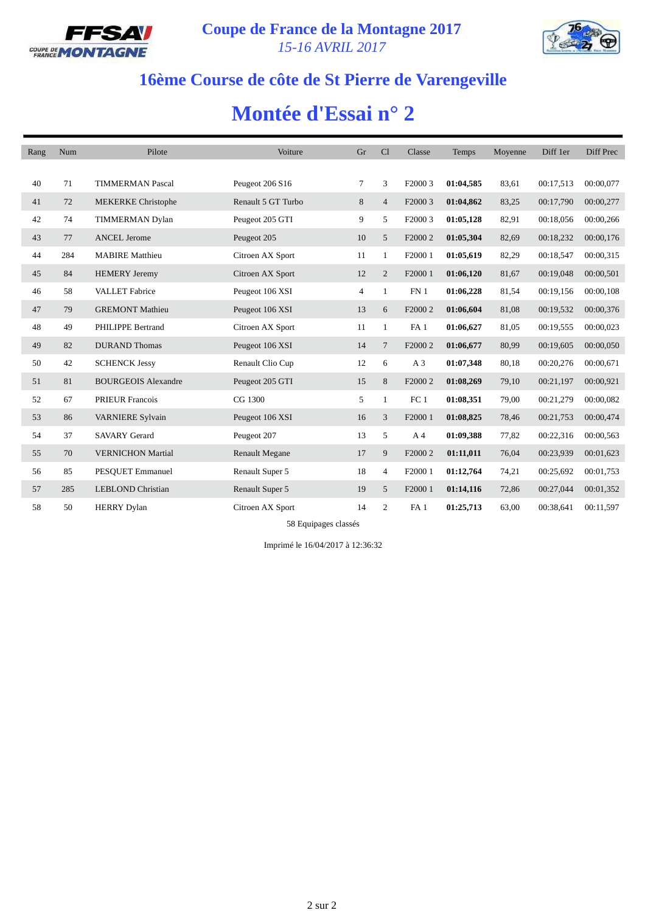# Coupe de France de la Montagne 2017

*15-16 AVRIL 2017*

## 16ème Course de côte de St Pierre de Varengeville

# Montée d'Essai n° 2

| Rang | Num | Pilote | Voiture | Gr | Cl | Classe | Temps | Moyenne | Diff 1er | Diff Prec |
|---|---|---|---|---|---|---|---|---|---|---|
| 40 | 71 | TIMMERMAN Pascal | Peugeot 206 S16 | 7 | 3 | F2000 3 | **01:04,585** | 83,61 | 00:17,513 | 00:00,077 |
| 41 | 72 | MEKERKE Christophe | Renault 5 GT Turbo | 8 | 4 | F2000 3 | **01:04,862** | 83,25 | 00:17,790 | 00:00,277 |
| 42 | 74 | TIMMERMAN Dylan | Peugeot 205 GTI | 9 | 5 | F2000 3 | **01:05,128** | 82,91 | 00:18,056 | 00:00,266 |
| 43 | 77 | ANCEL Jerome | Peugeot 205 | 10 | 5 | F2000 2 | **01:05,304** | 82,69 | 00:18,232 | 00:00,176 |
| 44 | 284 | MABIRE Matthieu | Citroen AX Sport | 11 | 1 | F2000 1 | **01:05,619** | 82,29 | 00:18,547 | 00:00,315 |
| 45 | 84 | HEMERY Jeremy | Citroen AX Sport | 12 | 2 | F2000 1 | **01:06,120** | 81,67 | 00:19,048 | 00:00,501 |
| 46 | 58 | VALLET Fabrice | Peugeot 106 XSI | 4 | 1 | FN 1 | **01:06,228** | 81,54 | 00:19,156 | 00:00,108 |
| 47 | 79 | GREMONT Mathieu | Peugeot 106 XSI | 13 | 6 | F2000 2 | **01:06,604** | 81,08 | 00:19,532 | 00:00,376 |
| 48 | 49 | PHILIPPE Bertrand | Citroen AX Sport | 11 | 1 | FA 1 | **01:06,627** | 81,05 | 00:19,555 | 00:00,023 |
| 49 | 82 | DURAND Thomas | Peugeot 106 XSI | 14 | 7 | F2000 2 | **01:06,677** | 80,99 | 00:19,605 | 00:00,050 |
| 50 | 42 | SCHENCK Jessy | Renault Clio Cup | 12 | 6 | A 3 | **01:07,348** | 80,18 | 00:20,276 | 00:00,671 |
| 51 | 81 | BOURGEOIS Alexandre | Peugeot 205 GTI | 15 | 8 | F2000 2 | **01:08,269** | 79,10 | 00:21,197 | 00:00,921 |
| 52 | 67 | PRIEUR Francois | CG 1300 | 5 | 1 | FC 1 | **01:08,351** | 79,00 | 00:21,279 | 00:00,082 |
| 53 | 86 | VARNIERE Sylvain | Peugeot 106 XSI | 16 | 3 | F2000 1 | **01:08,825** | 78,46 | 00:21,753 | 00:00,474 |
| 54 | 37 | SAVARY Gerard | Peugeot 207 | 13 | 5 | A 4 | **01:09,388** | 77,82 | 00:22,316 | 00:00,563 |
| 55 | 70 | VERNICHON Martial | Renault Megane | 17 | 9 | F2000 2 | **01:11,011** | 76,04 | 00:23,939 | 00:01,623 |
| 56 | 85 | PESQUET Emmanuel | Renault Super 5 | 18 | 4 | F2000 1 | **01:12,764** | 74,21 | 00:25,692 | 00:01,753 |
| 57 | 285 | LEBLOND Christian | Renault Super 5 | 19 | 5 | F2000 1 | **01:14,116** | 72,86 | 00:27,044 | 00:01,352 |
| 58 | 50 | HERRY Dylan | Citroen AX Sport | 14 | 2 | FA 1 | **01:25,713** | 63,00 | 00:38,641 | 00:11,597 |

58 Equipages classés

Imprimé le 16/04/2017 à 12:36:32